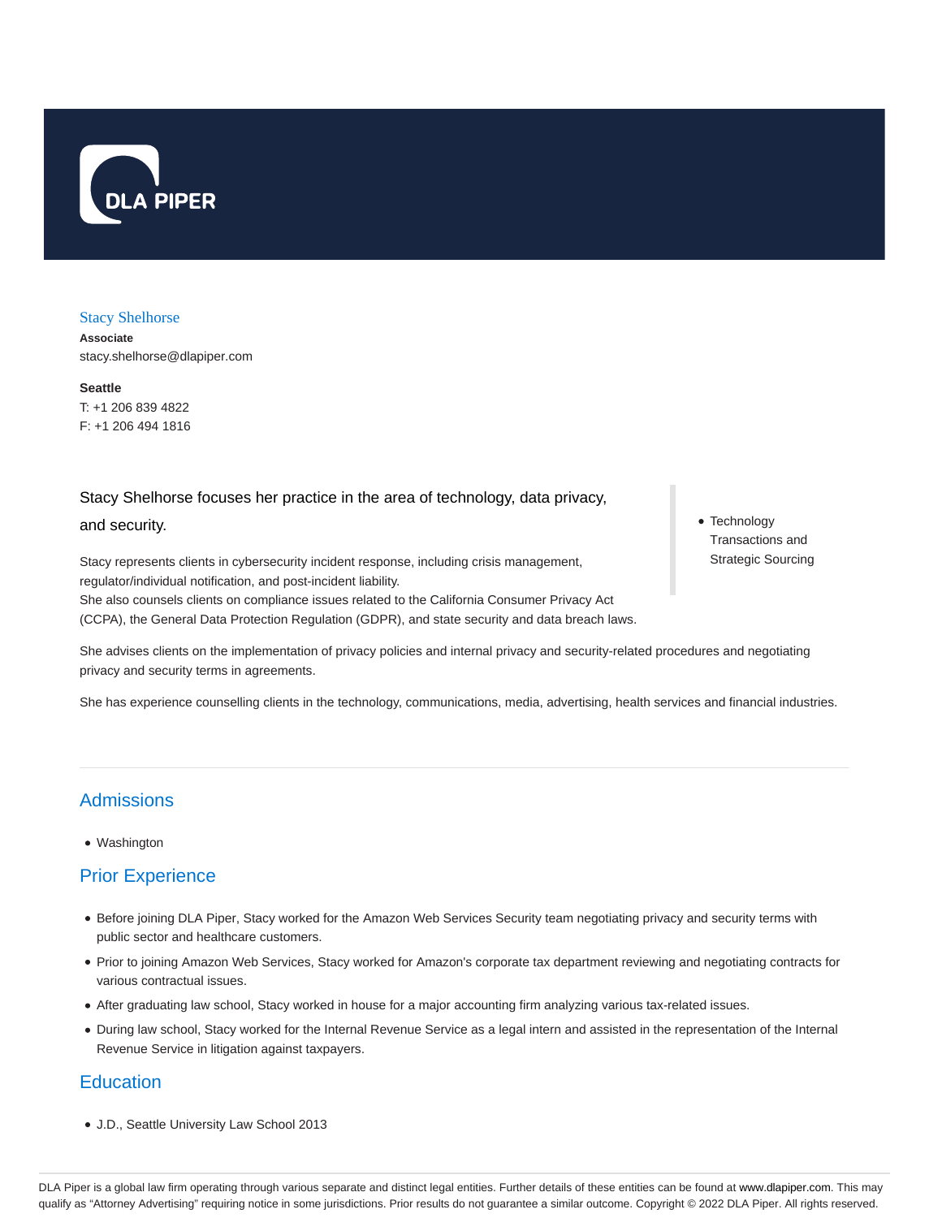DLA PIPER

# Stacy Shelhorse

**Associate**
stacy.shelhorse@dlapiper.com

**Seattle**
T: +1 206 839 4822
F: +1 206 494 1816

Stacy Shelhorse focuses her practice in the area of technology, data privacy, and security.

Stacy represents clients in cybersecurity incident response, including crisis management, regulator/individual notification, and post-incident liability.
She also counsels clients on compliance issues related to the California Consumer Privacy Act (CCPA), the General Data Protection Regulation (GDPR), and state security and data breach laws.

She advises clients on the implementation of privacy policies and internal privacy and security-related procedures and negotiating privacy and security terms in agreements.

She has experience counselling clients in the technology, communications, media, advertising, health services and financial industries.

- Technology Transactions and Strategic Sourcing

## Admissions

- Washington

## Prior Experience

- Before joining DLA Piper, Stacy worked for the Amazon Web Services Security team negotiating privacy and security terms with public sector and healthcare customers.
- Prior to joining Amazon Web Services, Stacy worked for Amazon's corporate tax department reviewing and negotiating contracts for various contractual issues.
- After graduating law school, Stacy worked in house for a major accounting firm analyzing various tax-related issues.
- During law school, Stacy worked for the Internal Revenue Service as a legal intern and assisted in the representation of the Internal Revenue Service in litigation against taxpayers.

## Education

- J.D., Seattle University Law School 2013

DLA Piper is a global law firm operating through various separate and distinct legal entities. Further details of these entities can be found at www.dlapiper.com. This may qualify as "Attorney Advertising" requiring notice in some jurisdictions. Prior results do not guarantee a similar outcome. Copyright © 2022 DLA Piper. All rights reserved.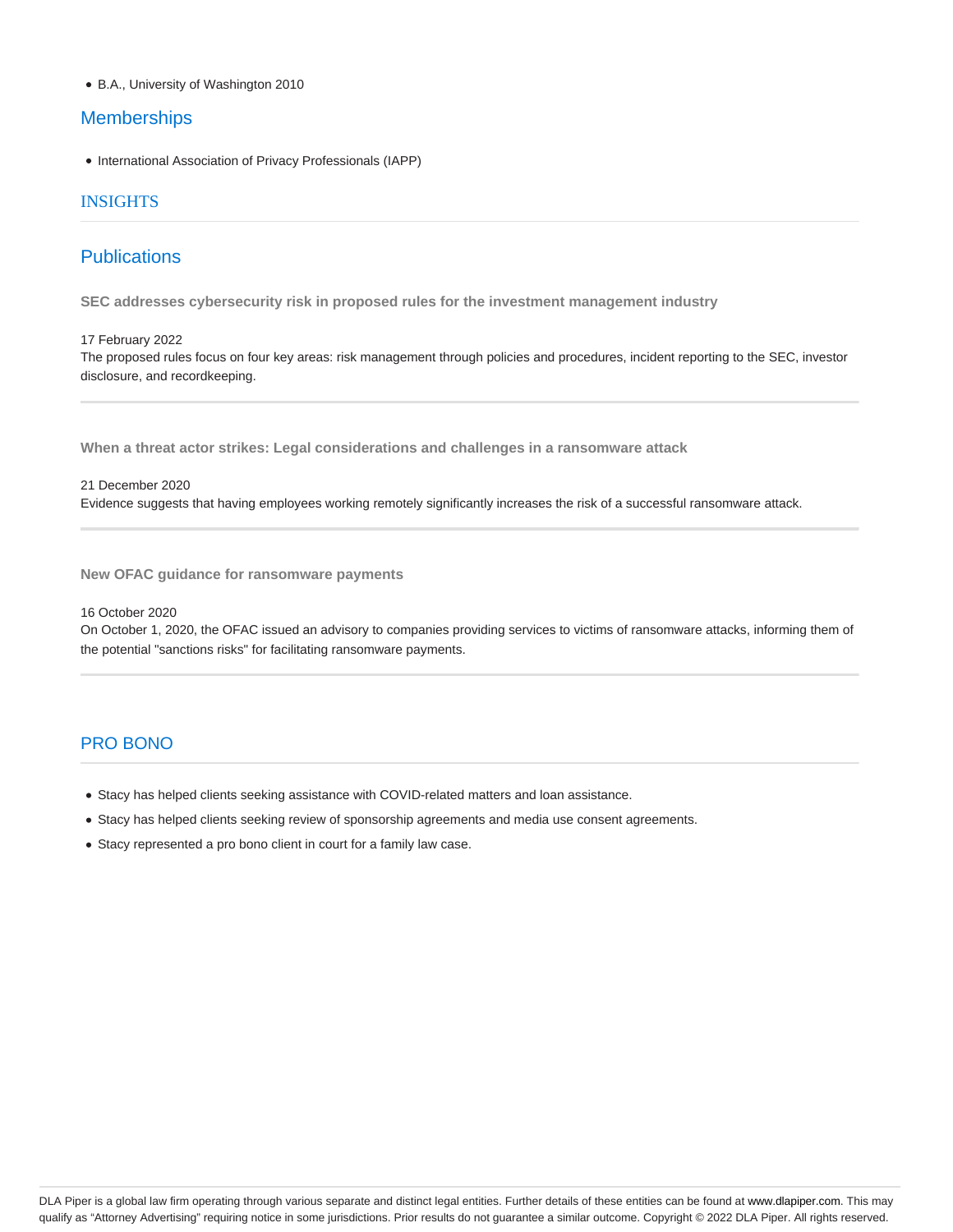- B.A., University of Washington 2010

## Memberships

- International Association of Privacy Professionals (IAPP)

## INSIGHTS

## Publications

**SEC addresses cybersecurity risk in proposed rules for the investment management industry**

17 February 2022
The proposed rules focus on four key areas: risk management through policies and procedures, incident reporting to the SEC, investor disclosure, and recordkeeping.

**When a threat actor strikes: Legal considerations and challenges in a ransomware attack**

21 December 2020
Evidence suggests that having employees working remotely significantly increases the risk of a successful ransomware attack.

**New OFAC guidance for ransomware payments**

16 October 2020
On October 1, 2020, the OFAC issued an advisory to companies providing services to victims of ransomware attacks, informing them of the potential "sanctions risks" for facilitating ransomware payments.

## PRO BONO

- Stacy has helped clients seeking assistance with COVID-related matters and loan assistance.
- Stacy has helped clients seeking review of sponsorship agreements and media use consent agreements.
- Stacy represented a pro bono client in court for a family law case.

DLA Piper is a global law firm operating through various separate and distinct legal entities. Further details of these entities can be found at www.dlapiper.com. This may qualify as "Attorney Advertising" requiring notice in some jurisdictions. Prior results do not guarantee a similar outcome. Copyright © 2022 DLA Piper. All rights reserved.